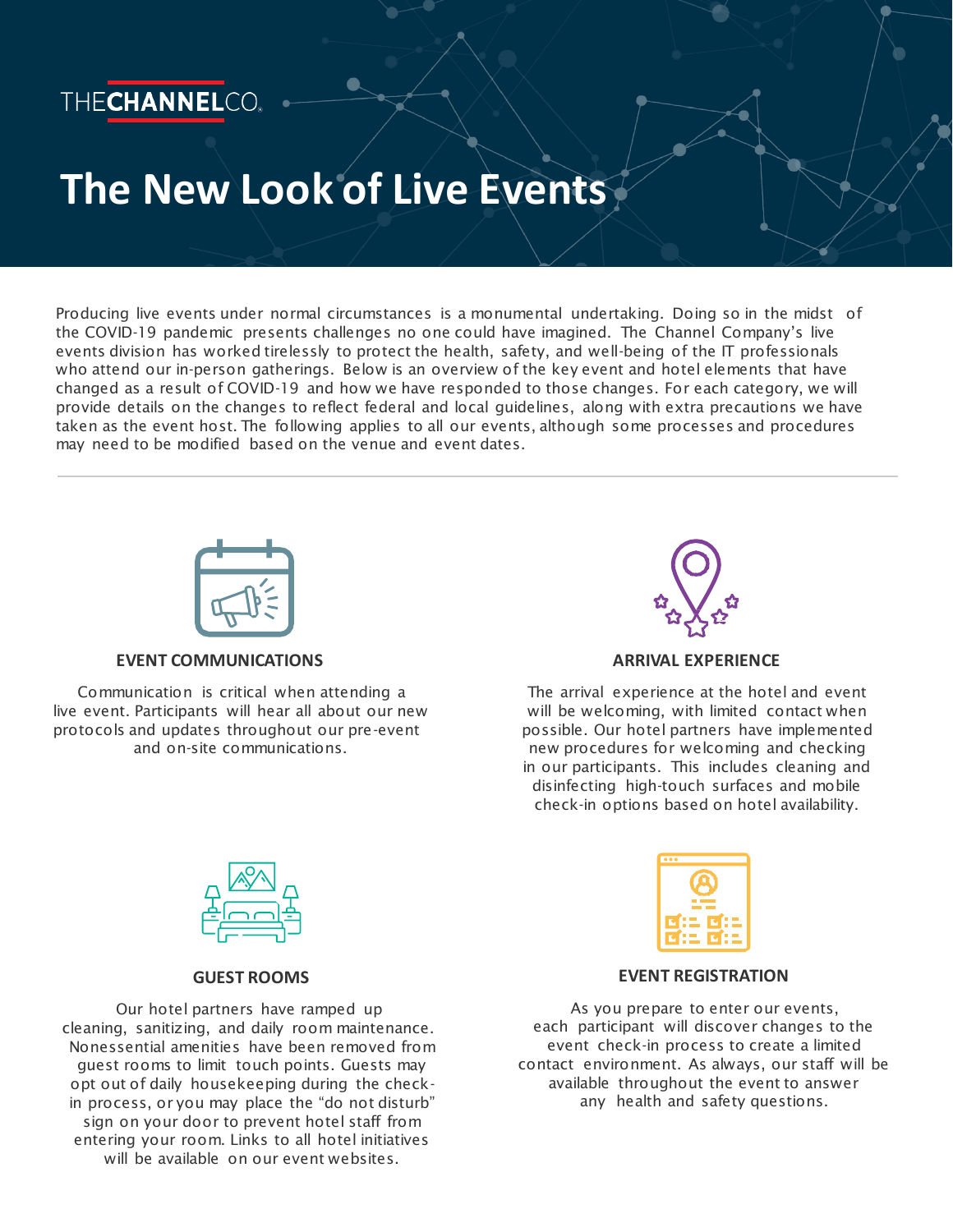THECHANNELCO.

# The New Look of Live Events

Producing live events under normal circumstances is a monumental undertaking. Doing so in the midst of the COVID-19 pandemic presents challenges no one could have imagined. The Channel Company's live events division has worked tirelessly to protect the health, safety, and well-being of the IT professionals who attend our in-person gatherings. Below is an overview of the key event and hotel elements that have changed as a result of COVID-19 and how we have responded to those changes. For each category, we will provide details on the changes to reflect federal and local guidelines, along with extra precautions we have taken as the event host. The following applies to all our events, although some processes and procedures may need to be modified based on the venue and event dates.

---

### EVENT COMMUNICATIONS

Communication is critical when attending a live event. Participants will hear all about our new protocols and updates throughout our pre-event and on-site communications.

### ARRIVAL EXPERIENCE

The arrival experience at the hotel and event will be welcoming, with limited contact when possible. Our hotel partners have implemented new procedures for welcoming and checking in our participants. This includes cleaning and disinfecting high-touch surfaces and mobile check-in options based on hotel availability.

### GUEST ROOMS

Our hotel partners have ramped up cleaning, sanitizing, and daily room maintenance. Nonessential amenities have been removed from guest rooms to limit touch points. Guests may opt out of daily housekeeping during the check-in process, or you may place the "do not disturb" sign on your door to prevent hotel staff from entering your room. Links to all hotel initiatives will be available on our event websites.

### EVENT REGISTRATION

As you prepare to enter our events, each participant will discover changes to the event check-in process to create a limited contact environment. As always, our staff will be available throughout the event to answer any health and safety questions.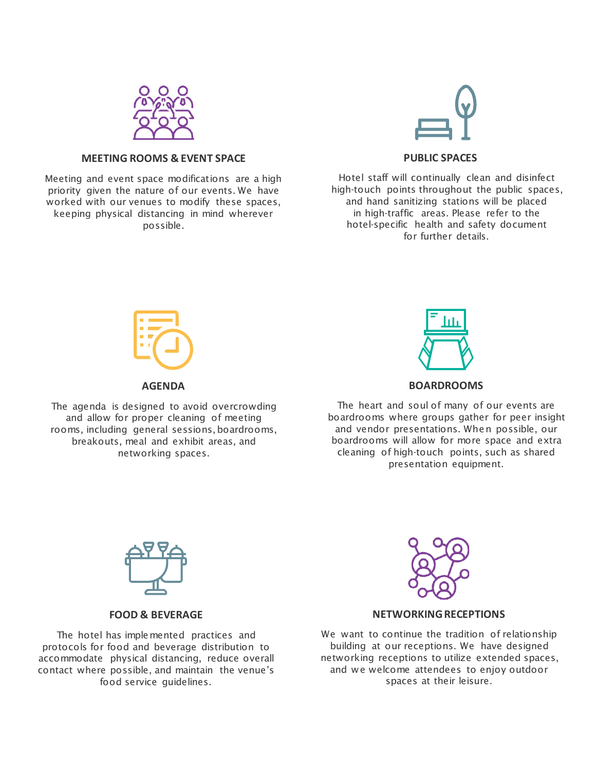## MEETING ROOMS & EVENT SPACE

Meeting and event space modifications are a high priority given the nature of our events. We have worked with our venues to modify these spaces, keeping physical distancing in mind wherever possible.

## PUBLIC SPACES

Hotel staff will continually clean and disinfect high-touch points throughout the public spaces, and hand sanitizing stations will be placed in high-traffic areas. Please refer to the hotel-specific health and safety document for further details.

## AGENDA

The agenda is designed to avoid overcrowding and allow for proper cleaning of meeting rooms, including general sessions, boardrooms, breakouts, meal and exhibit areas, and networking spaces.

## BOARDROOMS

The heart and soul of many of our events are boardrooms where groups gather for peer insight and vendor presentations. When possible, our boardrooms will allow for more space and extra cleaning of high-touch points, such as shared presentation equipment.

## FOOD & BEVERAGE

The hotel has implemented practices and protocols for food and beverage distribution to accommodate physical distancing, reduce overall contact where possible, and maintain the venue's food service guidelines.

## NETWORKING RECEPTIONS

We want to continue the tradition of relationship building at our receptions. We have designed networking receptions to utilize extended spaces, and we welcome attendees to enjoy outdoor spaces at their leisure.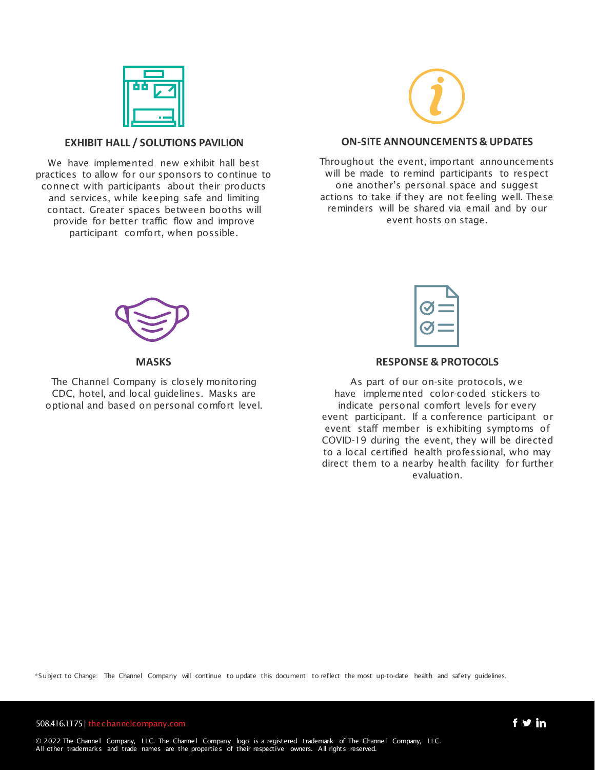### EXHIBIT HALL / SOLUTIONS PAVILION

We have implemented new exhibit hall best practices to allow for our sponsors to continue to connect with participants about their products and services, while keeping safe and limiting contact. Greater spaces between booths will provide for better traffic flow and improve participant comfort, when possible.

### ON-SITE ANNOUNCEMENTS & UPDATES

Throughout the event, important announcements will be made to remind participants to respect one another's personal space and suggest actions to take if they are not feeling well. These reminders will be shared via email and by our event hosts on stage.

### MASKS

The Channel Company is closely monitoring CDC, hotel, and local guidelines. Masks are optional and based on personal comfort level.

### RESPONSE & PROTOCOLS

As part of our on-site protocols, we have implemented color-coded stickers to indicate personal comfort levels for every event participant. If a conference participant or event staff member is exhibiting symptoms of COVID-19 during the event, they will be directed to a local certified health professional, who may direct them to a nearby health facility for further evaluation.

*Subject to Change: The Channel Company will continue to update this document to reflect the most up-to-date health and safety guidelines.

508.416.1175 | thechannelcompany.com

© 2022 The Channel Company, LLC. The Channel Company logo is a registered trademark of The Channel Company, LLC. All other trademarks and trade names are the properties of their respective owners. All rights reserved.